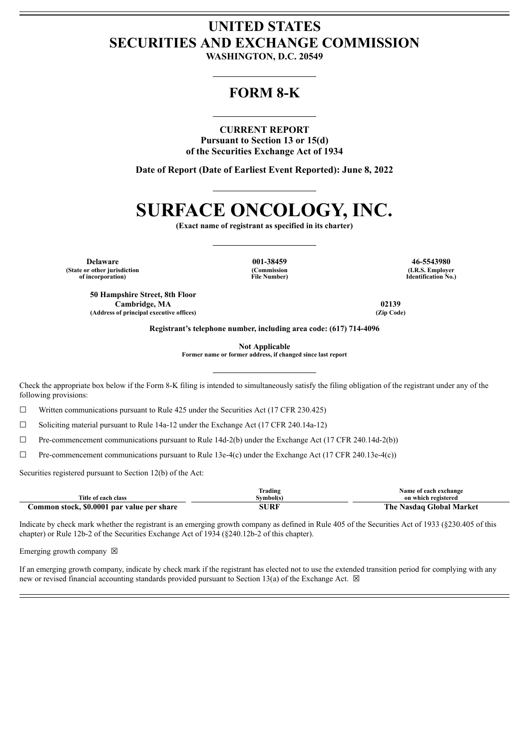# UNITED STATES
# SECURITIES AND EXCHANGE COMMISSION

**WASHINGTON, D.C. 20549**

## FORM 8-K

**CURRENT REPORT**
**Pursuant to Section 13 or 15(d)**
**of the Securities Exchange Act of 1934**

**Date of Report (Date of Earliest Event Reported): June 8, 2022**

# SURFACE ONCOLOGY, INC.

**(Exact name of registrant as specified in its charter)**

| | | |
|---|---|---|
| **Delaware** | **001-38459** | **46-5543980** |
| **(State or other jurisdiction of incorporation)** | **(Commission File Number)** | **(I.R.S. Employer Identification No.)** |

| | |
|---|---|
| **50 Hampshire Street, 8th Floor Cambridge, MA** | **02139** |
| **(Address of principal executive offices)** | **(Zip Code)** |

**Registrant's telephone number, including area code: (617) 714-4096**

**Not Applicable**
**Former name or former address, if changed since last report**

Check the appropriate box below if the Form 8-K filing is intended to simultaneously satisfy the filing obligation of the registrant under any of the following provisions:

☐ Written communications pursuant to Rule 425 under the Securities Act (17 CFR 230.425)

☐ Soliciting material pursuant to Rule 14a-12 under the Exchange Act (17 CFR 240.14a-12)

☐ Pre-commencement communications pursuant to Rule 14d-2(b) under the Exchange Act (17 CFR 240.14d-2(b))

☐ Pre-commencement communications pursuant to Rule 13e-4(c) under the Exchange Act (17 CFR 240.13e-4(c))

Securities registered pursuant to Section 12(b) of the Act:

| Title of each class | Trading Symbol(s) | Name of each exchange on which registered |
|---|---|---|
| **Common stock, $0.0001 par value per share** | **SURF** | **The Nasdaq Global Market** |

Indicate by check mark whether the registrant is an emerging growth company as defined in Rule 405 of the Securities Act of 1933 (§230.405 of this chapter) or Rule 12b-2 of the Securities Exchange Act of 1934 (§240.12b-2 of this chapter).

Emerging growth company ☒

If an emerging growth company, indicate by check mark if the registrant has elected not to use the extended transition period for complying with any new or revised financial accounting standards provided pursuant to Section 13(a) of the Exchange Act. ☒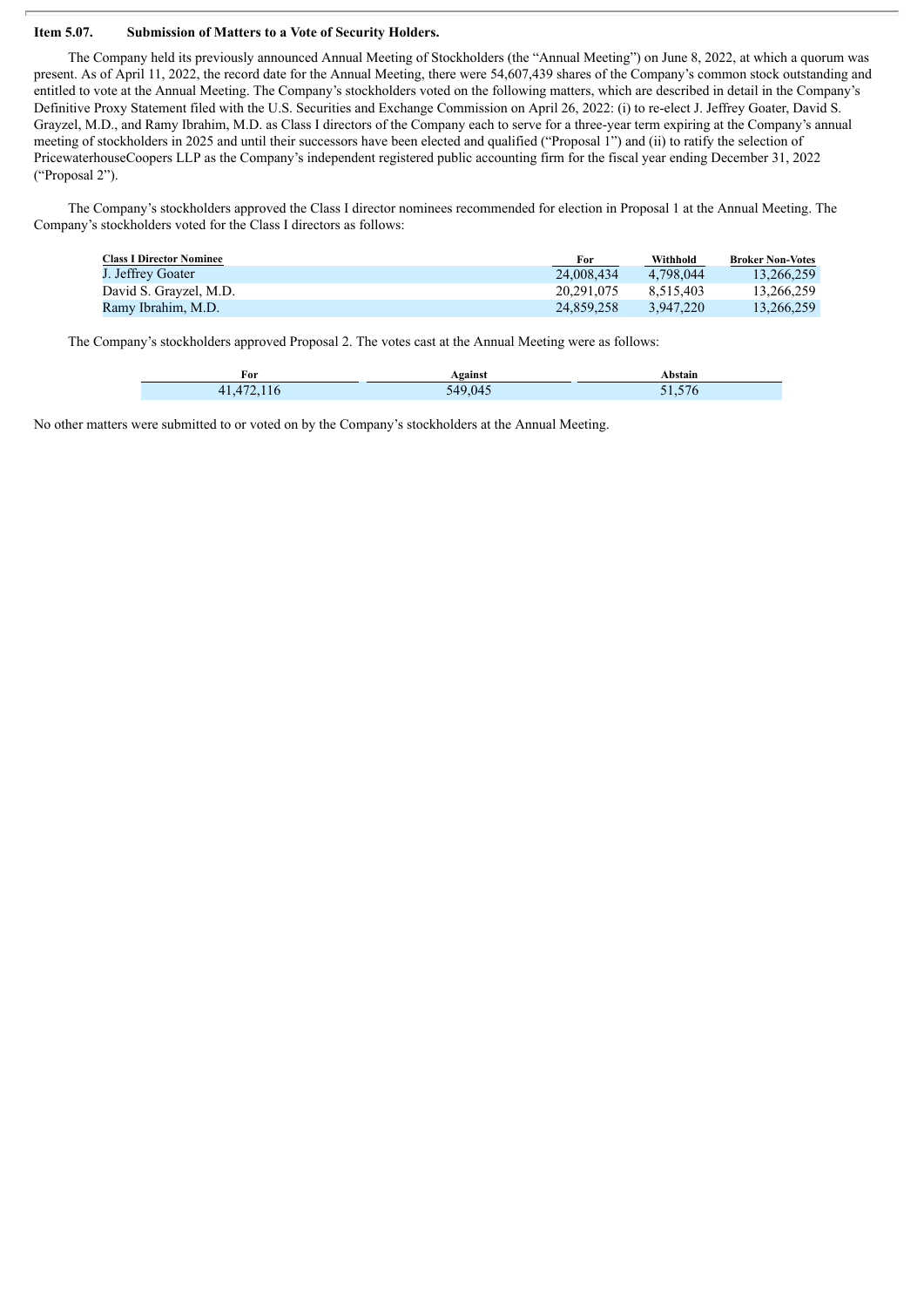**Item 5.07. Submission of Matters to a Vote of Security Holders.**

The Company held its previously announced Annual Meeting of Stockholders (the "Annual Meeting") on June 8, 2022, at which a quorum was present. As of April 11, 2022, the record date for the Annual Meeting, there were 54,607,439 shares of the Company's common stock outstanding and entitled to vote at the Annual Meeting. The Company's stockholders voted on the following matters, which are described in detail in the Company's Definitive Proxy Statement filed with the U.S. Securities and Exchange Commission on April 26, 2022: (i) to re-elect J. Jeffrey Goater, David S. Grayzel, M.D., and Ramy Ibrahim, M.D. as Class I directors of the Company each to serve for a three-year term expiring at the Company's annual meeting of stockholders in 2025 and until their successors have been elected and qualified ("Proposal 1") and (ii) to ratify the selection of PricewaterhouseCoopers LLP as the Company's independent registered public accounting firm for the fiscal year ending December 31, 2022 ("Proposal 2").

The Company's stockholders approved the Class I director nominees recommended for election in Proposal 1 at the Annual Meeting. The Company's stockholders voted for the Class I directors as follows:

| Class I Director Nominee | For | Withhold | Broker Non-Votes |
|---|---|---|---|
| J. Jeffrey Goater | 24,008,434 | 4,798,044 | 13,266,259 |
| David S. Grayzel, M.D. | 20,291,075 | 8,515,403 | 13,266,259 |
| Ramy Ibrahim, M.D. | 24,859,258 | 3,947,220 | 13,266,259 |

The Company's stockholders approved Proposal 2. The votes cast at the Annual Meeting were as follows:

| For | Against | Abstain |
|---|---|---|
| 41,472,116 | 549,045 | 51,576 |

No other matters were submitted to or voted on by the Company's stockholders at the Annual Meeting.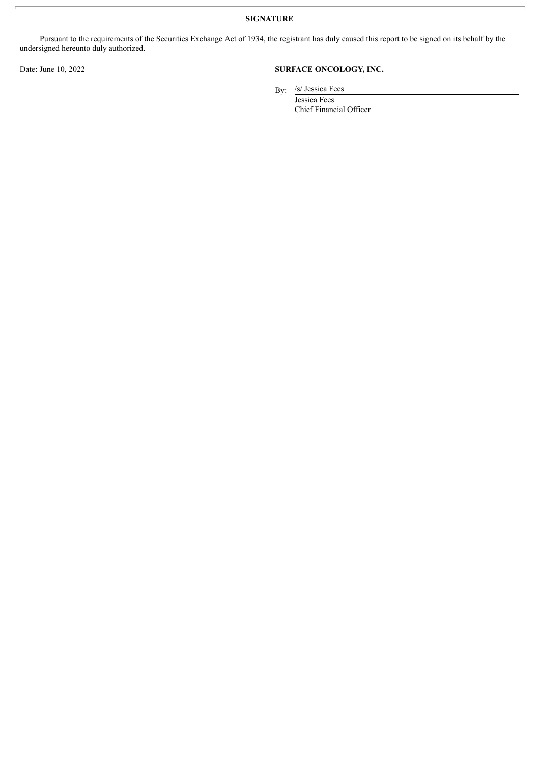**SIGNATURE**

Pursuant to the requirements of the Securities Exchange Act of 1934, the registrant has duly caused this report to be signed on its behalf by the undersigned hereunto duly authorized.

Date: June 10, 2022

**SURFACE ONCOLOGY, INC.**

By: /s/ Jessica Fees

Jessica Fees

Chief Financial Officer